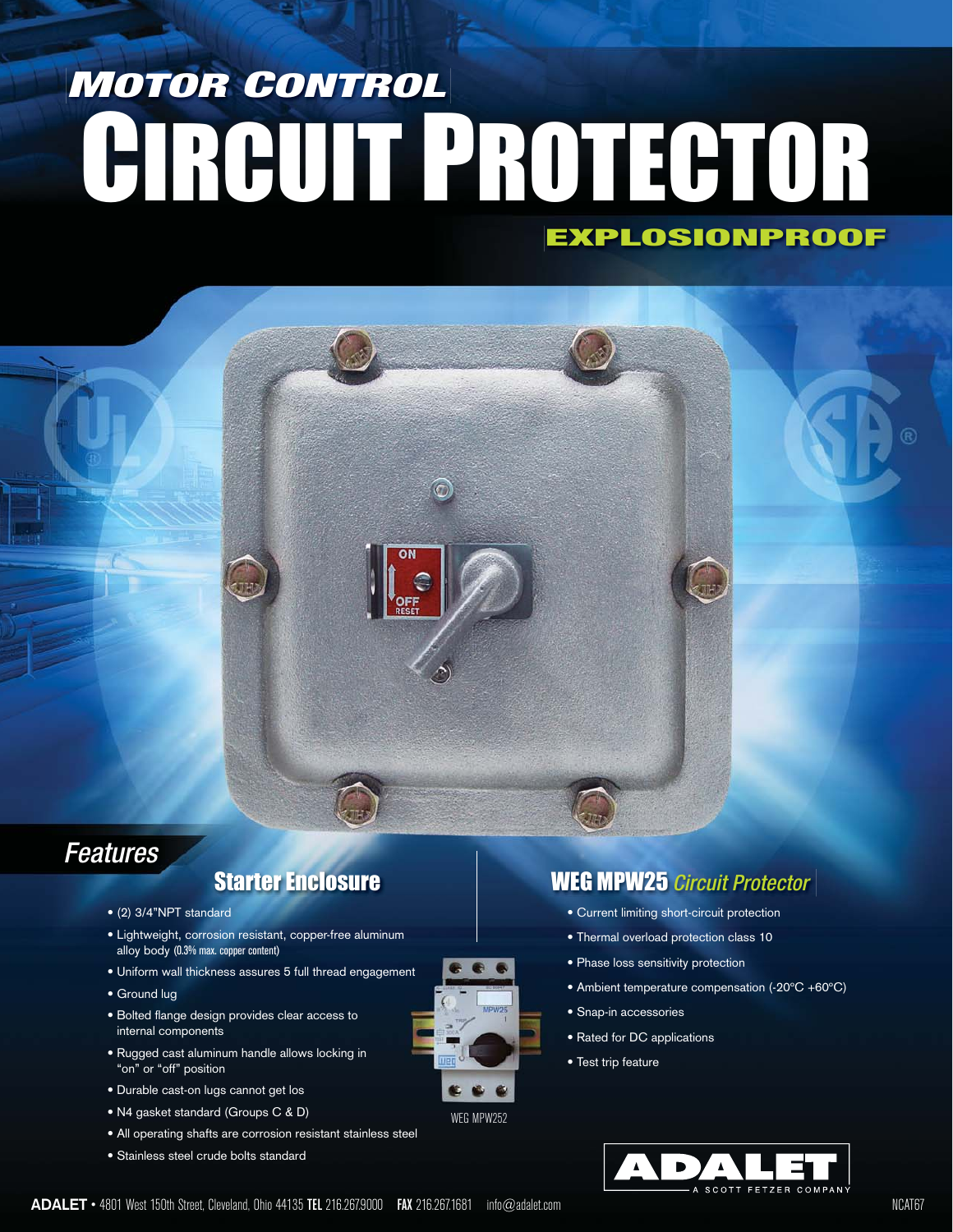# MOTOR CONTROL

# CIRCUIT PROTECTOR

## EXPLOSIONPROOF

## Features

### Starter Enclosure

- (2) 3/4"NPT standard
- Lightweight, corrosion resistant, copper-free aluminum alloy body (0.3% max. copper content)
- Uniform wall thickness assures 5 full thread engagement
- Ground lug
- Bolted flange design provides clear access to internal components
- Rugged cast aluminum handle allows locking in "on" or "off" position
- Durable cast-on lugs cannot get los
- N4 gasket standard (Groups C & D)
- All operating shafts are corrosion resistant stainless steel
- Stainless steel crude bolts standard

WEG MPW252

### WEG MPW25 *Circuit Protector*

- Current limiting short-circuit protection
- Thermal overload protection class 10
- Phase loss sensitivity protection
- Ambient temperature compensation (-20°C +60°C)
- Snap-in accessories
- Rated for DC applications
- Test trip feature

ADALET
A SCOTT FETZER COMPANY

**ADALET** • 4801 West 150th Street, Cleveland, Ohio 44135 **TEL** 216.267.9000 **FAX** 216.267.1681 info@adalet.com

NCAT67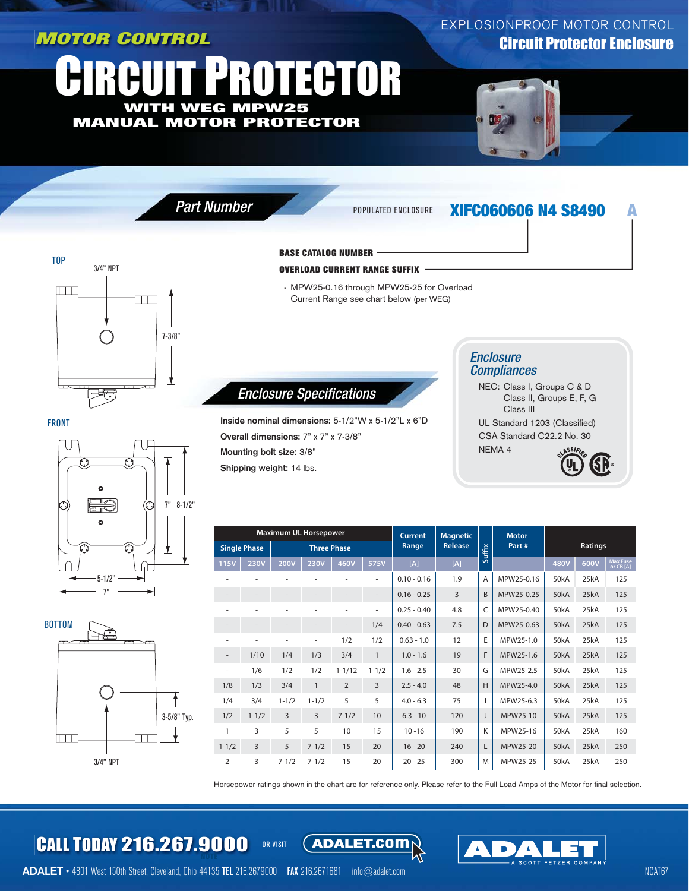MOTOR CONTROL

# CIRCUIT PROTECTOR

## WITH WEG MPW25 MANUAL MOTOR PROTECTOR

EXPLOSIONPROOF MOTOR CONTROL

**Circuit Protector Enclosure**

## Part Number

POPULATED ENCLOSURE **XIFC060606 N4 S8490** **A**

**BASE CATALOG NUMBER**

**OVERLOAD CURRENT RANGE SUFFIX**

- MPW25-0.16 through MPW25-25 for Overload Current Range see chart below (per WEG)

TOP

3/4" NPT

7-3/8"

FRONT

7" 8-1/2"

5-1/2"

7"

BOTTOM

3-5/8" Typ.

3/4" NPT

## Enclosure Specifications

**Inside nominal dimensions:** 5-1/2"W x 5-1/2"L x 6"D

**Overall dimensions:** 7" x 7" x 7-3/8"

**Mounting bolt size:** 3/8"

**Shipping weight:** 14 lbs.

## Enclosure Compliances

NEC: Class I, Groups C & D
Class II, Groups E, F, G
Class III

UL Standard 1203 (Classified)

CSA Standard C22.2 No. 30

NEMA 4

| Maximum UL Horsepower | | | | | | Current Range | Magnetic Release | Suffix | Motor Part # | Ratings | | |
|---|---|---|---|---|---|---|---|---|---|---|---|---|
| Single Phase | | Three Phase | | | | | | | | | | |
| 115V | 230V | 200V | 230V | 460V | 575V | [A] | [A] | | | 480V | 600V | Max Fuse or CB [A] |
| - | - | - | - | - | - | 0.10 - 0.16 | 1.9 | A | MPW25-0.16 | 50kA | 25kA | 125 |
| - | - | - | - | - | - | 0.16 - 0.25 | 3 | B | MPW25-0.25 | 50kA | 25kA | 125 |
| - | - | - | - | - | - | 0.25 - 0.40 | 4.8 | C | MPW25-0.40 | 50kA | 25kA | 125 |
| - | - | - | - | - | 1/4 | 0.40 - 0.63 | 7.5 | D | MPW25-0.63 | 50kA | 25kA | 125 |
| - | - | - | - | 1/2 | 1/2 | 0.63 - 1.0 | 12 | E | MPW25-1.0 | 50kA | 25kA | 125 |
| - | 1/10 | 1/4 | 1/3 | 3/4 | 1 | 1.0 - 1.6 | 19 | F | MPW25-1.6 | 50kA | 25kA | 125 |
| - | 1/6 | 1/2 | 1/2 | 1-1/12 | 1-1/2 | 1.6 - 2.5 | 30 | G | MPW25-2.5 | 50kA | 25kA | 125 |
| 1/8 | 1/3 | 3/4 | 1 | 2 | 3 | 2.5 - 4.0 | 48 | H | MPW25-4.0 | 50kA | 25kA | 125 |
| 1/4 | 3/4 | 1-1/2 | 1-1/2 | 5 | 5 | 4.0 - 6.3 | 75 | I | MPW25-6.3 | 50kA | 25kA | 125 |
| 1/2 | 1-1/2 | 3 | 3 | 7-1/2 | 10 | 6.3 - 10 | 120 | J | MPW25-10 | 50kA | 25kA | 125 |
| 1 | 3 | 5 | 5 | 10 | 15 | 10 -16 | 190 | K | MPW25-16 | 50kA | 25kA | 160 |
| 1-1/2 | 3 | 5 | 7-1/2 | 15 | 20 | 16 - 20 | 240 | L | MPW25-20 | 50kA | 25kA | 250 |
| 2 | 3 | 7-1/2 | 7-1/2 | 15 | 20 | 20 - 25 | 300 | M | MPW25-25 | 50kA | 25kA | 250 |

Horsepower ratings shown in the chart are for reference only. Please refer to the Full Load Amps of the Motor for final selection.

**CALL TODAY 216.267.9000** OR VISIT **ADALET.com**

**ADALET** • 4801 West 150th Street, Cleveland, Ohio 44135 **TEL** 216.267.9000 **FAX** 216.267.1681 info@adalet.com

ADALET — A SCOTT FETZER COMPANY

NCAT67